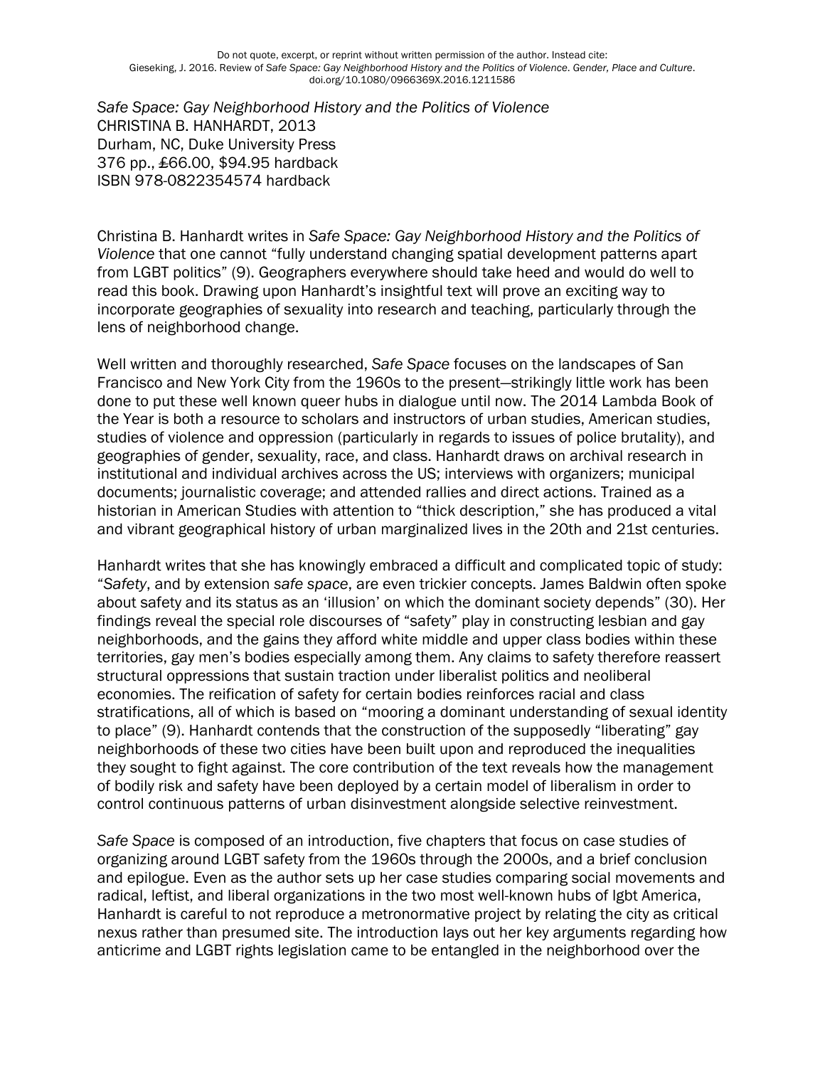Do not quote, excerpt, or reprint without written permission of the author. Instead cite:
Gieseking, J. 2016. Review of *Safe Space: Gay Neighborhood History and the Politics of Violence. Gender, Place and Culture*. doi.org/10.1080/0966369X.2016.1211586

*Safe Space: Gay Neighborhood History and the Politics of Violence*
CHRISTINA B. HANHARDT, 2013
Durham, NC, Duke University Press
376 pp., £66.00, $94.95 hardback
ISBN 978-0822354574 hardback

Christina B. Hanhardt writes in *Safe Space: Gay Neighborhood History and the Politics of Violence* that one cannot "fully understand changing spatial development patterns apart from LGBT politics" (9). Geographers everywhere should take heed and would do well to read this book. Drawing upon Hanhardt's insightful text will prove an exciting way to incorporate geographies of sexuality into research and teaching, particularly through the lens of neighborhood change.

Well written and thoroughly researched, *Safe Space* focuses on the landscapes of San Francisco and New York City from the 1960s to the present—strikingly little work has been done to put these well known queer hubs in dialogue until now. The 2014 Lambda Book of the Year is both a resource to scholars and instructors of urban studies, American studies, studies of violence and oppression (particularly in regards to issues of police brutality), and geographies of gender, sexuality, race, and class. Hanhardt draws on archival research in institutional and individual archives across the US; interviews with organizers; municipal documents; journalistic coverage; and attended rallies and direct actions. Trained as a historian in American Studies with attention to "thick description," she has produced a vital and vibrant geographical history of urban marginalized lives in the 20th and 21st centuries.

Hanhardt writes that she has knowingly embraced a difficult and complicated topic of study: "*Safety*, and by extension *safe space*, are even trickier concepts. James Baldwin often spoke about safety and its status as an 'illusion' on which the dominant society depends" (30). Her findings reveal the special role discourses of "safety" play in constructing lesbian and gay neighborhoods, and the gains they afford white middle and upper class bodies within these territories, gay men's bodies especially among them. Any claims to safety therefore reassert structural oppressions that sustain traction under liberalist politics and neoliberal economies. The reification of safety for certain bodies reinforces racial and class stratifications, all of which is based on "mooring a dominant understanding of sexual identity to place" (9). Hanhardt contends that the construction of the supposedly "liberating" gay neighborhoods of these two cities have been built upon and reproduced the inequalities they sought to fight against. The core contribution of the text reveals how the management of bodily risk and safety have been deployed by a certain model of liberalism in order to control continuous patterns of urban disinvestment alongside selective reinvestment.

*Safe Space* is composed of an introduction, five chapters that focus on case studies of organizing around LGBT safety from the 1960s through the 2000s, and a brief conclusion and epilogue. Even as the author sets up her case studies comparing social movements and radical, leftist, and liberal organizations in the two most well-known hubs of lgbt America, Hanhardt is careful to not reproduce a metronormative project by relating the city as critical nexus rather than presumed site. The introduction lays out her key arguments regarding how anticrime and LGBT rights legislation came to be entangled in the neighborhood over the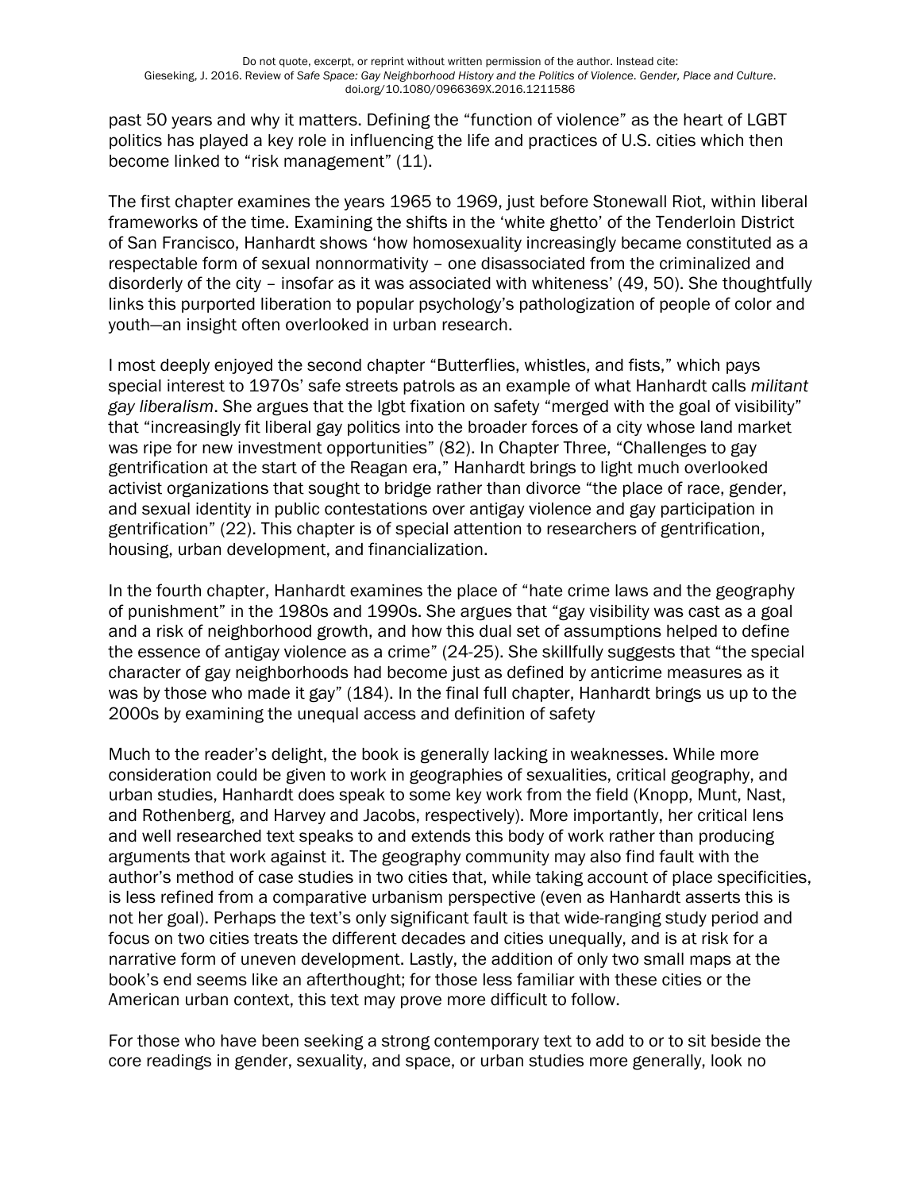past 50 years and why it matters. Defining the "function of violence" as the heart of LGBT politics has played a key role in influencing the life and practices of U.S. cities which then become linked to "risk management" (11).

The first chapter examines the years 1965 to 1969, just before Stonewall Riot, within liberal frameworks of the time. Examining the shifts in the 'white ghetto' of the Tenderloin District of San Francisco, Hanhardt shows 'how homosexuality increasingly became constituted as a respectable form of sexual nonnormativity – one disassociated from the criminalized and disorderly of the city – insofar as it was associated with whiteness' (49, 50). She thoughtfully links this purported liberation to popular psychology's pathologization of people of color and youth—an insight often overlooked in urban research.

I most deeply enjoyed the second chapter "Butterflies, whistles, and fists," which pays special interest to 1970s' safe streets patrols as an example of what Hanhardt calls *militant gay liberalism*. She argues that the lgbt fixation on safety "merged with the goal of visibility" that "increasingly fit liberal gay politics into the broader forces of a city whose land market was ripe for new investment opportunities" (82). In Chapter Three, "Challenges to gay gentrification at the start of the Reagan era," Hanhardt brings to light much overlooked activist organizations that sought to bridge rather than divorce "the place of race, gender, and sexual identity in public contestations over antigay violence and gay participation in gentrification" (22). This chapter is of special attention to researchers of gentrification, housing, urban development, and financialization.

In the fourth chapter, Hanhardt examines the place of "hate crime laws and the geography of punishment" in the 1980s and 1990s. She argues that "gay visibility was cast as a goal and a risk of neighborhood growth, and how this dual set of assumptions helped to define the essence of antigay violence as a crime" (24-25). She skillfully suggests that "the special character of gay neighborhoods had become just as defined by anticrime measures as it was by those who made it gay" (184). In the final full chapter, Hanhardt brings us up to the 2000s by examining the unequal access and definition of safety

Much to the reader's delight, the book is generally lacking in weaknesses. While more consideration could be given to work in geographies of sexualities, critical geography, and urban studies, Hanhardt does speak to some key work from the field (Knopp, Munt, Nast, and Rothenberg, and Harvey and Jacobs, respectively). More importantly, her critical lens and well researched text speaks to and extends this body of work rather than producing arguments that work against it. The geography community may also find fault with the author's method of case studies in two cities that, while taking account of place specificities, is less refined from a comparative urbanism perspective (even as Hanhardt asserts this is not her goal). Perhaps the text's only significant fault is that wide-ranging study period and focus on two cities treats the different decades and cities unequally, and is at risk for a narrative form of uneven development. Lastly, the addition of only two small maps at the book's end seems like an afterthought; for those less familiar with these cities or the American urban context, this text may prove more difficult to follow.

For those who have been seeking a strong contemporary text to add to or to sit beside the core readings in gender, sexuality, and space, or urban studies more generally, look no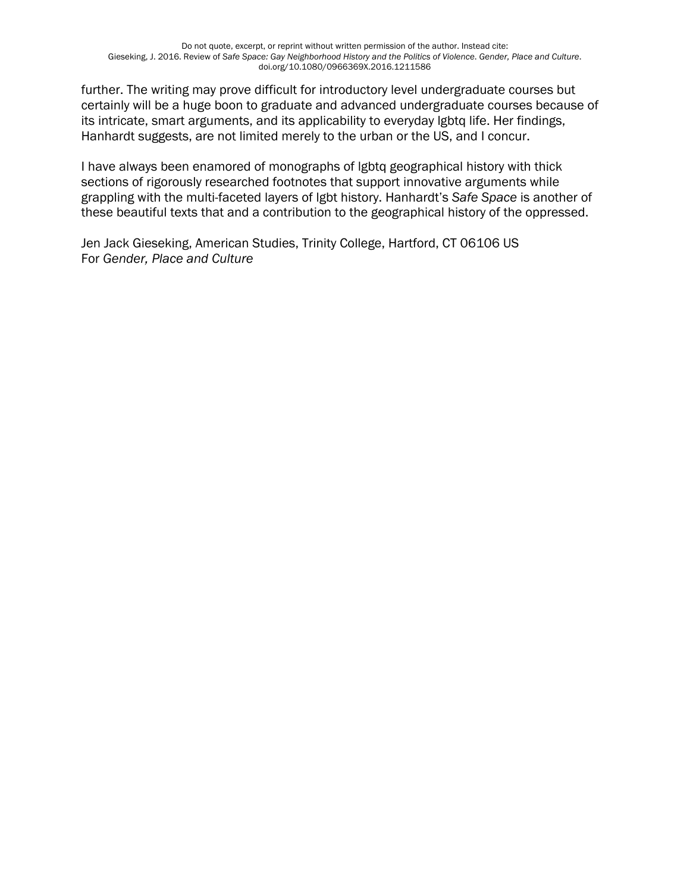further. The writing may prove difficult for introductory level undergraduate courses but certainly will be a huge boon to graduate and advanced undergraduate courses because of its intricate, smart arguments, and its applicability to everyday lgbtq life. Her findings, Hanhardt suggests, are not limited merely to the urban or the US, and I concur.

I have always been enamored of monographs of lgbtq geographical history with thick sections of rigorously researched footnotes that support innovative arguments while grappling with the multi-faceted layers of lgbt history. Hanhardt's *Safe Space* is another of these beautiful texts that and a contribution to the geographical history of the oppressed.

Jen Jack Gieseking, American Studies, Trinity College, Hartford, CT 06106 US
For *Gender, Place and Culture*